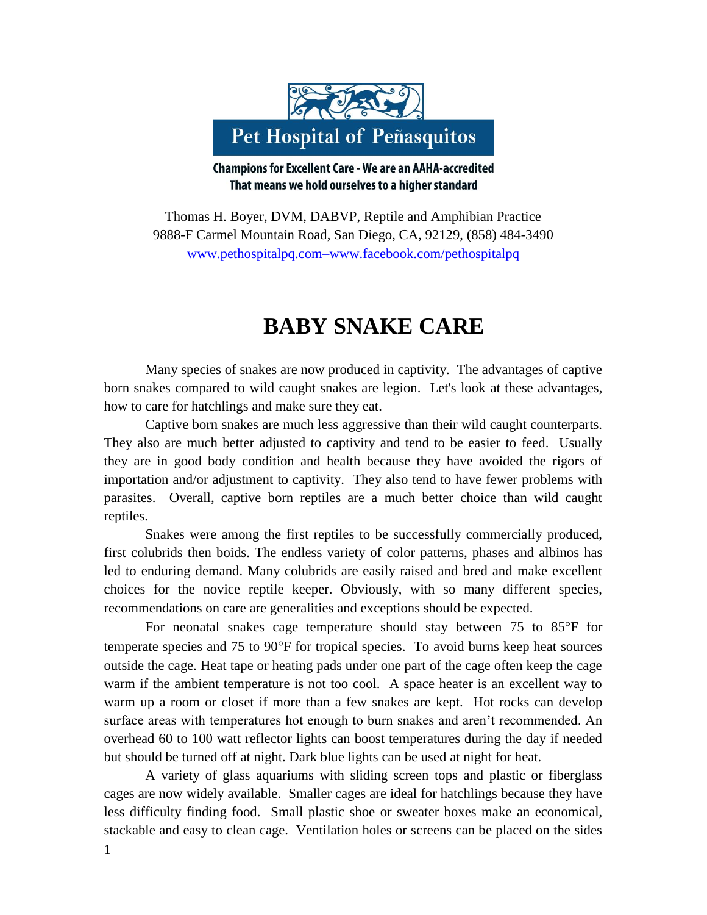Pet Hospital of Peñasquitos

**Champions for Excellent Care - We are an AAHA-accredited**
**That means we hold ourselves to a higher standard**

Thomas H. Boyer, DVM, DABVP, Reptile and Amphibian Practice
9888-F Carmel Mountain Road, San Diego, CA, 92129, (858) 484-3490
www.pethospitalpq.com–www.facebook.com/pethospitalpq

# BABY SNAKE CARE

Many species of snakes are now produced in captivity. The advantages of captive born snakes compared to wild caught snakes are legion. Let's look at these advantages, how to care for hatchlings and make sure they eat.

Captive born snakes are much less aggressive than their wild caught counterparts. They also are much better adjusted to captivity and tend to be easier to feed. Usually they are in good body condition and health because they have avoided the rigors of importation and/or adjustment to captivity. They also tend to have fewer problems with parasites. Overall, captive born reptiles are a much better choice than wild caught reptiles.

Snakes were among the first reptiles to be successfully commercially produced, first colubrids then boids. The endless variety of color patterns, phases and albinos has led to enduring demand. Many colubrids are easily raised and bred and make excellent choices for the novice reptile keeper. Obviously, with so many different species, recommendations on care are generalities and exceptions should be expected.

For neonatal snakes cage temperature should stay between 75 to 85°F for temperate species and 75 to 90°F for tropical species. To avoid burns keep heat sources outside the cage. Heat tape or heating pads under one part of the cage often keep the cage warm if the ambient temperature is not too cool. A space heater is an excellent way to warm up a room or closet if more than a few snakes are kept. Hot rocks can develop surface areas with temperatures hot enough to burn snakes and aren't recommended. An overhead 60 to 100 watt reflector lights can boost temperatures during the day if needed but should be turned off at night. Dark blue lights can be used at night for heat.

A variety of glass aquariums with sliding screen tops and plastic or fiberglass cages are now widely available. Smaller cages are ideal for hatchlings because they have less difficulty finding food. Small plastic shoe or sweater boxes make an economical, stackable and easy to clean cage. Ventilation holes or screens can be placed on the sides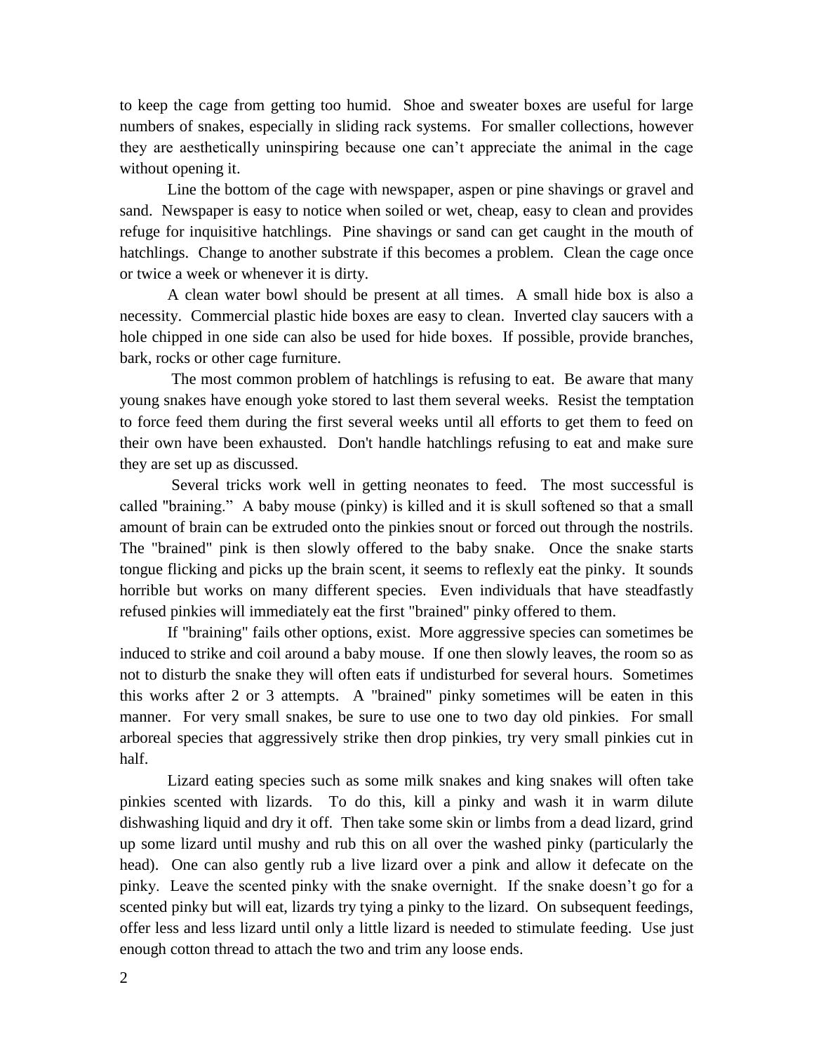to keep the cage from getting too humid. Shoe and sweater boxes are useful for large numbers of snakes, especially in sliding rack systems. For smaller collections, however they are aesthetically uninspiring because one can't appreciate the animal in the cage without opening it.

Line the bottom of the cage with newspaper, aspen or pine shavings or gravel and sand. Newspaper is easy to notice when soiled or wet, cheap, easy to clean and provides refuge for inquisitive hatchlings. Pine shavings or sand can get caught in the mouth of hatchlings. Change to another substrate if this becomes a problem. Clean the cage once or twice a week or whenever it is dirty.

A clean water bowl should be present at all times. A small hide box is also a necessity. Commercial plastic hide boxes are easy to clean. Inverted clay saucers with a hole chipped in one side can also be used for hide boxes. If possible, provide branches, bark, rocks or other cage furniture.

The most common problem of hatchlings is refusing to eat. Be aware that many young snakes have enough yoke stored to last them several weeks. Resist the temptation to force feed them during the first several weeks until all efforts to get them to feed on their own have been exhausted. Don't handle hatchlings refusing to eat and make sure they are set up as discussed.

Several tricks work well in getting neonates to feed. The most successful is called "braining." A baby mouse (pinky) is killed and it is skull softened so that a small amount of brain can be extruded onto the pinkies snout or forced out through the nostrils. The "brained" pink is then slowly offered to the baby snake. Once the snake starts tongue flicking and picks up the brain scent, it seems to reflexly eat the pinky. It sounds horrible but works on many different species. Even individuals that have steadfastly refused pinkies will immediately eat the first "brained" pinky offered to them.

If "braining" fails other options, exist. More aggressive species can sometimes be induced to strike and coil around a baby mouse. If one then slowly leaves, the room so as not to disturb the snake they will often eats if undisturbed for several hours. Sometimes this works after 2 or 3 attempts. A "brained" pinky sometimes will be eaten in this manner. For very small snakes, be sure to use one to two day old pinkies. For small arboreal species that aggressively strike then drop pinkies, try very small pinkies cut in half.

Lizard eating species such as some milk snakes and king snakes will often take pinkies scented with lizards. To do this, kill a pinky and wash it in warm dilute dishwashing liquid and dry it off. Then take some skin or limbs from a dead lizard, grind up some lizard until mushy and rub this on all over the washed pinky (particularly the head). One can also gently rub a live lizard over a pink and allow it defecate on the pinky. Leave the scented pinky with the snake overnight. If the snake doesn't go for a scented pinky but will eat, lizards try tying a pinky to the lizard. On subsequent feedings, offer less and less lizard until only a little lizard is needed to stimulate feeding. Use just enough cotton thread to attach the two and trim any loose ends.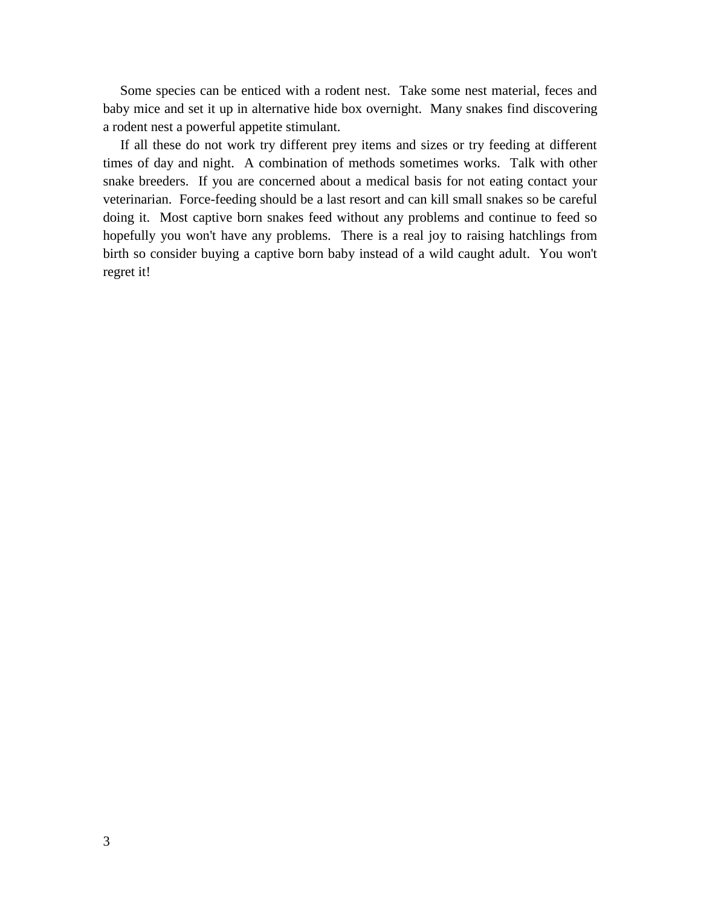Some species can be enticed with a rodent nest. Take some nest material, feces and baby mice and set it up in alternative hide box overnight. Many snakes find discovering a rodent nest a powerful appetite stimulant.

If all these do not work try different prey items and sizes or try feeding at different times of day and night. A combination of methods sometimes works. Talk with other snake breeders. If you are concerned about a medical basis for not eating contact your veterinarian. Force-feeding should be a last resort and can kill small snakes so be careful doing it. Most captive born snakes feed without any problems and continue to feed so hopefully you won't have any problems. There is a real joy to raising hatchlings from birth so consider buying a captive born baby instead of a wild caught adult. You won't regret it!